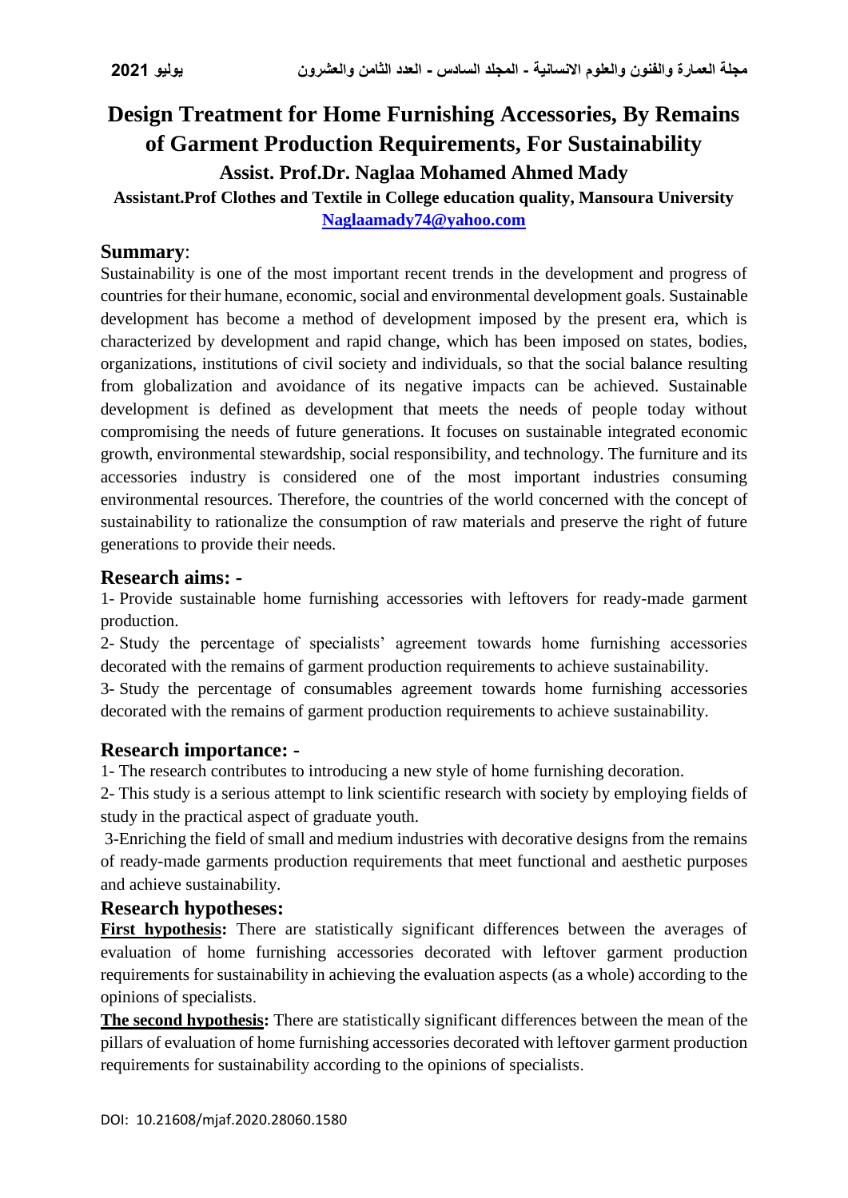# Design Treatment for Home Furnishing Accessories, By Remains of Garment Production Requirements, For Sustainability

**Assist. Prof.Dr. Naglaa Mohamed Ahmed Mady**

**Assistant.Prof Clothes and Textile in College education quality, Mansoura University**

**Naglaamady74@yahoo.com**

## Summary:

Sustainability is one of the most important recent trends in the development and progress of countries for their humane, economic, social and environmental development goals. Sustainable development has become a method of development imposed by the present era, which is characterized by development and rapid change, which has been imposed on states, bodies, organizations, institutions of civil society and individuals, so that the social balance resulting from globalization and avoidance of its negative impacts can be achieved. Sustainable development is defined as development that meets the needs of people today without compromising the needs of future generations. It focuses on sustainable integrated economic growth, environmental stewardship, social responsibility, and technology. The furniture and its accessories industry is considered one of the most important industries consuming environmental resources. Therefore, the countries of the world concerned with the concept of sustainability to rationalize the consumption of raw materials and preserve the right of future generations to provide their needs.

## Research aims: -

1- Provide sustainable home furnishing accessories with leftovers for ready-made garment production.

2- Study the percentage of specialists' agreement towards home furnishing accessories decorated with the remains of garment production requirements to achieve sustainability.

3- Study the percentage of consumables agreement towards home furnishing accessories decorated with the remains of garment production requirements to achieve sustainability.

## Research importance: -

1- The research contributes to introducing a new style of home furnishing decoration.

2- This study is a serious attempt to link scientific research with society by employing fields of study in the practical aspect of graduate youth.

3-Enriching the field of small and medium industries with decorative designs from the remains of ready-made garments production requirements that meet functional and aesthetic purposes and achieve sustainability.

## Research hypotheses:

**First hypothesis:** There are statistically significant differences between the averages of evaluation of home furnishing accessories decorated with leftover garment production requirements for sustainability in achieving the evaluation aspects (as a whole) according to the opinions of specialists.

**The second hypothesis:** There are statistically significant differences between the mean of the pillars of evaluation of home furnishing accessories decorated with leftover garment production requirements for sustainability according to the opinions of specialists.

DOI: 10.21608/mjaf.2020.28060.1580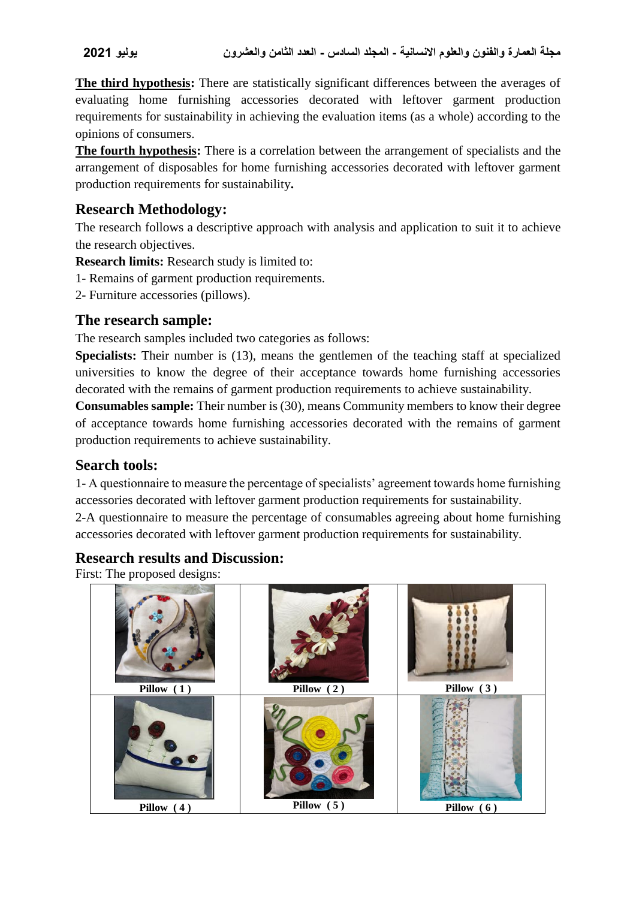**The third hypothesis:** There are statistically significant differences between the averages of evaluating home furnishing accessories decorated with leftover garment production requirements for sustainability in achieving the evaluation items (as a whole) according to the opinions of consumers.

**The fourth hypothesis:** There is a correlation between the arrangement of specialists and the arrangement of disposables for home furnishing accessories decorated with leftover garment production requirements for sustainability**.**

## Research Methodology:

The research follows a descriptive approach with analysis and application to suit it to achieve the research objectives.

**Research limits:** Research study is limited to:

1- Remains of garment production requirements.

2- Furniture accessories (pillows).

## The research sample:

The research samples included two categories as follows:

**Specialists:** Their number is (13), means the gentlemen of the teaching staff at specialized universities to know the degree of their acceptance towards home furnishing accessories decorated with the remains of garment production requirements to achieve sustainability.

**Consumables sample:** Their number is (30), means Community members to know their degree of acceptance towards home furnishing accessories decorated with the remains of garment production requirements to achieve sustainability.

## Search tools:

1- A questionnaire to measure the percentage of specialists' agreement towards home furnishing accessories decorated with leftover garment production requirements for sustainability.

2-A questionnaire to measure the percentage of consumables agreeing about home furnishing accessories decorated with leftover garment production requirements for sustainability.

## Research results and Discussion:

First: The proposed designs:

| Pillow ( 1 ) | Pillow ( 2 ) | Pillow ( 3 ) |
|---|---|---|
| Pillow ( 4 ) | Pillow ( 5 ) | Pillow ( 6 ) |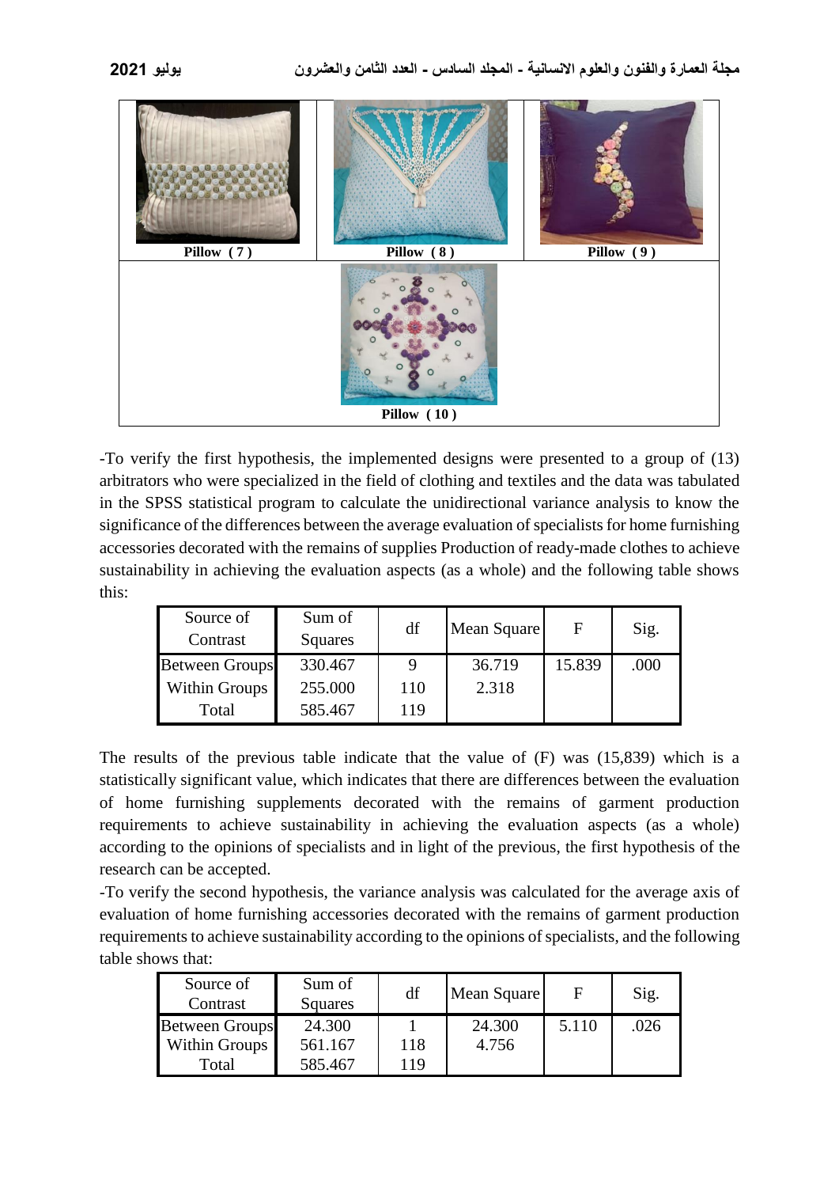| Pillow ( 7 ) | Pillow ( 8 ) | Pillow ( 9 ) |
|---|---|---|
| | Pillow ( 10 ) | |

-To verify the first hypothesis, the implemented designs were presented to a group of (13) arbitrators who were specialized in the field of clothing and textiles and the data was tabulated in the SPSS statistical program to calculate the unidirectional variance analysis to know the significance of the differences between the average evaluation of specialists for home furnishing accessories decorated with the remains of supplies Production of ready-made clothes to achieve sustainability in achieving the evaluation aspects (as a whole) and the following table shows this:

| Source of Contrast | Sum of Squares | df | Mean Square | F | Sig. |
|---|---|---|---|---|---|
| Between Groups | 330.467 | 9 | 36.719 | 15.839 | .000 |
| Within Groups | 255.000 | 110 | 2.318 | | |
| Total | 585.467 | 119 | | | |

The results of the previous table indicate that the value of (F) was (15,839) which is a statistically significant value, which indicates that there are differences between the evaluation of home furnishing supplements decorated with the remains of garment production requirements to achieve sustainability in achieving the evaluation aspects (as a whole) according to the opinions of specialists and in light of the previous, the first hypothesis of the research can be accepted.

-To verify the second hypothesis, the variance analysis was calculated for the average axis of evaluation of home furnishing accessories decorated with the remains of garment production requirements to achieve sustainability according to the opinions of specialists, and the following table shows that:

| Source of Contrast | Sum of Squares | df | Mean Square | F | Sig. |
|---|---|---|---|---|---|
| Between Groups | 24.300 | 1 | 24.300 | 5.110 | .026 |
| Within Groups | 561.167 | 118 | 4.756 | | |
| Total | 585.467 | 119 | | | |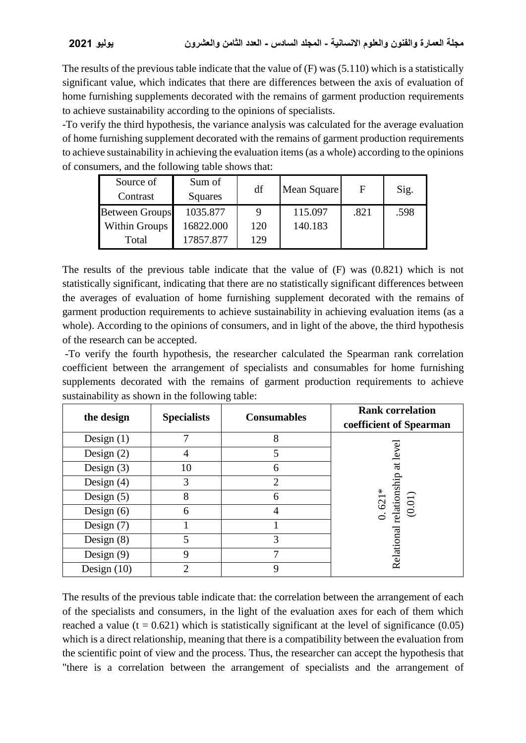The results of the previous table indicate that the value of (F) was (5.110) which is a statistically significant value, which indicates that there are differences between the axis of evaluation of home furnishing supplements decorated with the remains of garment production requirements to achieve sustainability according to the opinions of specialists.

-To verify the third hypothesis, the variance analysis was calculated for the average evaluation of home furnishing supplement decorated with the remains of garment production requirements to achieve sustainability in achieving the evaluation items (as a whole) according to the opinions of consumers, and the following table shows that:

| Source of Contrast | Sum of Squares | df | Mean Square | F | Sig. |
|---|---|---|---|---|---|
| Between Groups | 1035.877 | 9 | 115.097 | .821 | .598 |
| Within Groups | 16822.000 | 120 | 140.183 | | |
| Total | 17857.877 | 129 | | | |

The results of the previous table indicate that the value of (F) was (0.821) which is not statistically significant, indicating that there are no statistically significant differences between the averages of evaluation of home furnishing supplement decorated with the remains of garment production requirements to achieve sustainability in achieving evaluation items (as a whole). According to the opinions of consumers, and in light of the above, the third hypothesis of the research can be accepted.

-To verify the fourth hypothesis, the researcher calculated the Spearman rank correlation coefficient between the arrangement of specialists and consumables for home furnishing supplements decorated with the remains of garment production requirements to achieve sustainability as shown in the following table:

| **the design** | **Specialists** | **Consumables** | **Rank correlation coefficient of Spearman** |
|---|---|---|---|
| Design (1) | 7 | 8 | 0. 621* Relational relationship at level (0.01) |
| Design (2) | 4 | 5 | |
| Design (3) | 10 | 6 | |
| Design (4) | 3 | 2 | |
| Design (5) | 8 | 6 | |
| Design (6) | 6 | 4 | |
| Design (7) | 1 | 1 | |
| Design (8) | 5 | 3 | |
| Design (9) | 9 | 7 | |
| Design (10) | 2 | 9 | |

The results of the previous table indicate that: the correlation between the arrangement of each of the specialists and consumers, in the light of the evaluation axes for each of them which reached a value (t = 0.621) which is statistically significant at the level of significance (0.05) which is a direct relationship, meaning that there is a compatibility between the evaluation from the scientific point of view and the process. Thus, the researcher can accept the hypothesis that "there is a correlation between the arrangement of specialists and the arrangement of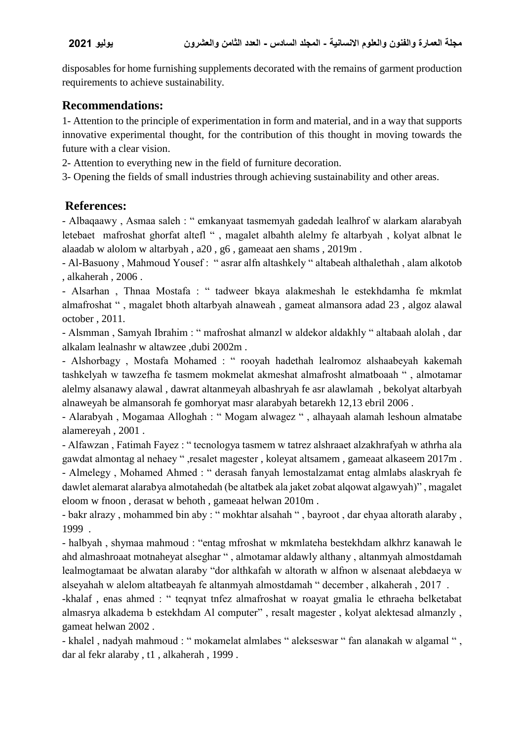disposables for home furnishing supplements decorated with the remains of garment production requirements to achieve sustainability.

## Recommendations:

1- Attention to the principle of experimentation in form and material, and in a way that supports innovative experimental thought, for the contribution of this thought in moving towards the future with a clear vision.

2- Attention to everything new in the field of furniture decoration.

3- Opening the fields of small industries through achieving sustainability and other areas.

## References:

- Albaqaawy , Asmaa saleh : " emkanyaat tasmemyah gadedah lealhrof w alarkam alarabyah letebaet mafroshat ghorfat altefl " , magalet albahth alelmy fe altarbyah , kolyat albnat le alaadab w alolom w altarbyah , a20 , g6 , gameaat aen shams , 2019m .

- Al-Basuony , Mahmoud Yousef : " asrar alfn altashkely " altabeah althalethah , alam alkotob , alkaherah , 2006 .

- Alsarhan , Thnaa Mostafa : " tadweer bkaya alakmeshah le estekhdamha fe mkmlat almafroshat " , magalet bhoth altarbyah alnaweah , gameat almansora adad 23 , algoz alawal october , 2011.

- Alsmman , Samyah Ibrahim : " mafroshat almanzl w aldekor aldakhly " altabaah alolah , dar alkalam lealnashr w altawzee ,dubi 2002m .

- Alshorbagy , Mostafa Mohamed : " rooyah hadethah lealromoz alshaabeyah kakemah tashkelyah w tawzefha fe tasmem mokmelat akmeshat almafrosht almatboaah " , almotamar alelmy alsanawy alawal , dawrat altanmeyah albashryah fe asr alawlamah , bekolyat altarbyah alnaweyah be almansorah fe gomhoryat masr alarabyah betarekh 12,13 ebril 2006 .

- Alarabyah , Mogamaa Alloghah : " Mogam alwagez " , alhayaah alamah leshoun almatabe alamereyah , 2001 .

- Alfawzan , Fatimah Fayez : " tecnologya tasmem w tatrez alshraaet alzakhrafyah w athrha ala gawdat almontag al nehaey " ,resalet magester , koleyat altsamem , gameaat alkaseem 2017m .

- Almelegy , Mohamed Ahmed : " derasah fanyah lemostalzamat entag almlabs alaskryah fe dawlet alemarat alarabya almotahedah (be altatbek ala jaket zobat alqowat algawyah)" , magalet eloom w fnoon , derasat w behoth , gameaat helwan 2010m .

- bakr alrazy , mohammed bin aby : " mokhtar alsahah " , bayroot , dar ehyaa altorath alaraby , 1999 .

- halbyah , shymaa mahmoud : "entag mfroshat w mkmlateha bestekhdam alkhrz kanawah le ahd almashroaat motnaheyat alseghar " , almotamar aldawly althany , altanmyah almostdamah lealmogtamaat be alwatan alaraby "dor althkafah w altorath w alfnon w alsenaat alebdaeya w alseyahah w alelom altatbeayah fe altanmyah almostdamah " december , alkaherah , 2017 .

-khalaf , enas ahmed : " teqnyat tnfez almafroshat w roayat gmalia le ethraeha belketabat almasrya alkadema b estekhdam Al computer" , resalt magester , kolyat alektesad almanzly , gameat helwan 2002 .

- khalel , nadyah mahmoud : " mokamelat almlabes " alekseswar " fan alanakah w algamal " , dar al fekr alaraby , t1 , alkaherah , 1999 .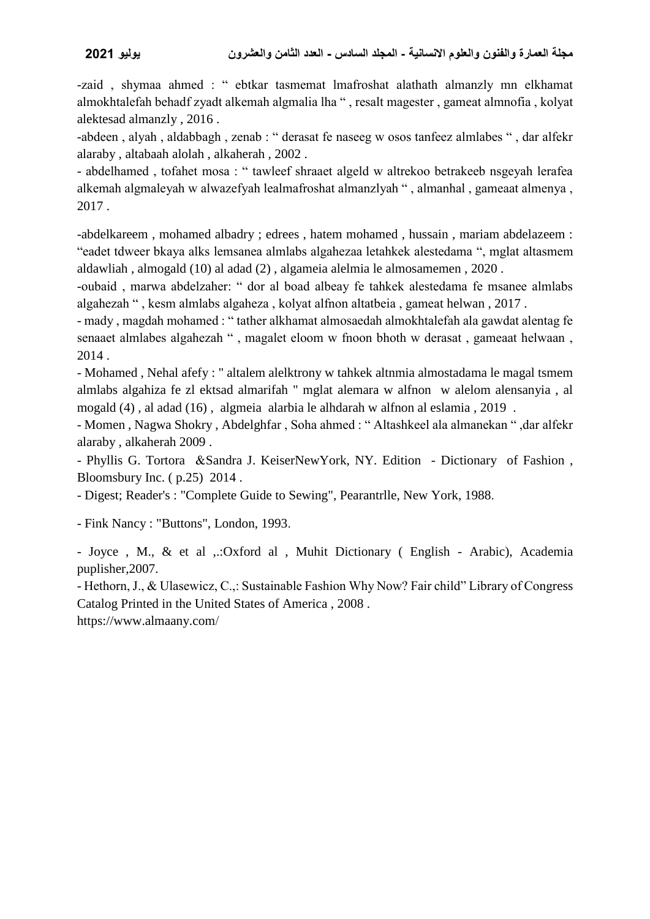-zaid , shymaa ahmed : " ebtkar tasmemat lmafroshat alathath almanzly mn elkhamat almokhtalefah behadf zyadt alkemah algmalia lha " , resalt magester , gameat almnofia , kolyat alektesad almanzly , 2016 .

-abdeen , alyah , aldabbagh , zenab : " derasat fe naseeg w osos tanfeez almlabes " , dar alfekr alaraby , altabaah alolah , alkaherah , 2002 .

- abdelhamed , tofahet mosa : " tawleef shraaet algeld w altrekoo betrakeeb nsgeyah lerafea alkemah algmaleyah w alwazefyah lealmafroshat almanzlyah " , almanhal , gameaat almenya , 2017 .

-abdelkareem , mohamed albadry ; edrees , hatem mohamed , hussain , mariam abdelazeem : "eadet tdweer bkaya alks lemsanea almlabs algahezaa letahkek alestedama ", mglat altasmem aldawliah , almogald (10) al adad (2) , algameia alelmia le almosamemen , 2020 .

-oubaid , marwa abdelzaher: " dor al boad albeay fe tahkek alestedama fe msanee almlabs algahezah " , kesm almlabs algaheza , kolyat alfnon altatbeia , gameat helwan , 2017 .

- mady , magdah mohamed : " tather alkhamat almosaedah almokhtalefah ala gawdat alentag fe senaaet almlabes algahezah " , magalet eloom w fnoon bhoth w derasat , gameaat helwaan , 2014 .

- Mohamed , Nehal afefy : " altalem alelktrony w tahkek altnmia almostadama le magal tsmem almlabs algahiza fe zl ektsad almarifah " mglat alemara w alfnon w alelom alensanyia , al mogald (4) , al adad (16) , algmeia alarbia le alhdarah w alfnon al eslamia , 2019 .

- Momen , Nagwa Shokry , Abdelghfar , Soha ahmed : " Altashkeel ala almanekan " ,dar alfekr alaraby , alkaherah 2009 .

- Phyllis G. Tortora &Sandra J. KeiserNewYork, NY. Edition - Dictionary of Fashion , Bloomsbury Inc. ( p.25) 2014 .

- Digest; Reader's : "Complete Guide to Sewing", Pearantrlle, New York, 1988.

- Fink Nancy : "Buttons", London, 1993.

- Joyce , M., & et al ,.:Oxford al , Muhit Dictionary ( English - Arabic), Academia puplisher,2007.

- Hethorn, J., & Ulasewicz, C.,: Sustainable Fashion Why Now? Fair child" Library of Congress Catalog Printed in the United States of America , 2008 .

https://www.almaany.com/